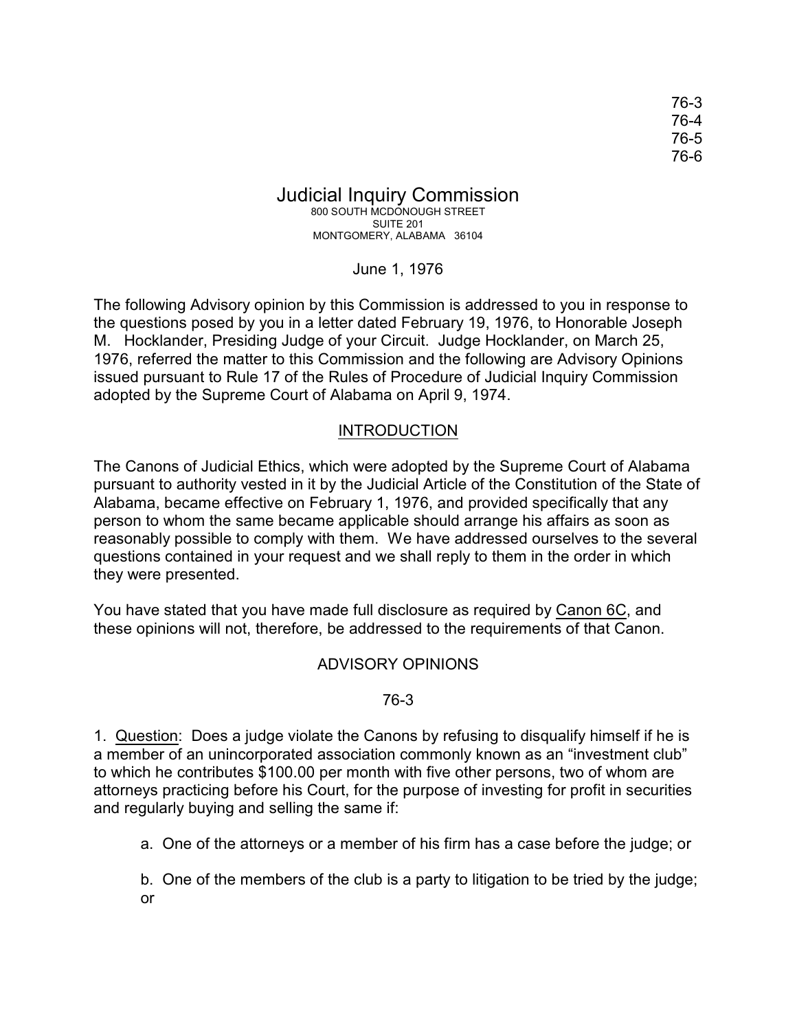76-3
76-4
76-5
76-6

# Judicial Inquiry Commission

800 SOUTH MCDONOUGH STREET
SUITE 201
MONTGOMERY, ALABAMA 36104

June 1, 1976

The following Advisory opinion by this Commission is addressed to you in response to the questions posed by you in a letter dated February 19, 1976, to Honorable Joseph M. Hocklander, Presiding Judge of your Circuit. Judge Hocklander, on March 25, 1976, referred the matter to this Commission and the following are Advisory Opinions issued pursuant to Rule 17 of the Rules of Procedure of Judicial Inquiry Commission adopted by the Supreme Court of Alabama on April 9, 1974.

## INTRODUCTION

The Canons of Judicial Ethics, which were adopted by the Supreme Court of Alabama pursuant to authority vested in it by the Judicial Article of the Constitution of the State of Alabama, became effective on February 1, 1976, and provided specifically that any person to whom the same became applicable should arrange his affairs as soon as reasonably possible to comply with them. We have addressed ourselves to the several questions contained in your request and we shall reply to them in the order in which they were presented.

You have stated that you have made full disclosure as required by Canon 6C, and these opinions will not, therefore, be addressed to the requirements of that Canon.

## ADVISORY OPINIONS

### 76-3

1. Question: Does a judge violate the Canons by refusing to disqualify himself if he is a member of an unincorporated association commonly known as an "investment club" to which he contributes $100.00 per month with five other persons, two of whom are attorneys practicing before his Court, for the purpose of investing for profit in securities and regularly buying and selling the same if:

   a. One of the attorneys or a member of his firm has a case before the judge; or

   b. One of the members of the club is a party to litigation to be tried by the judge; or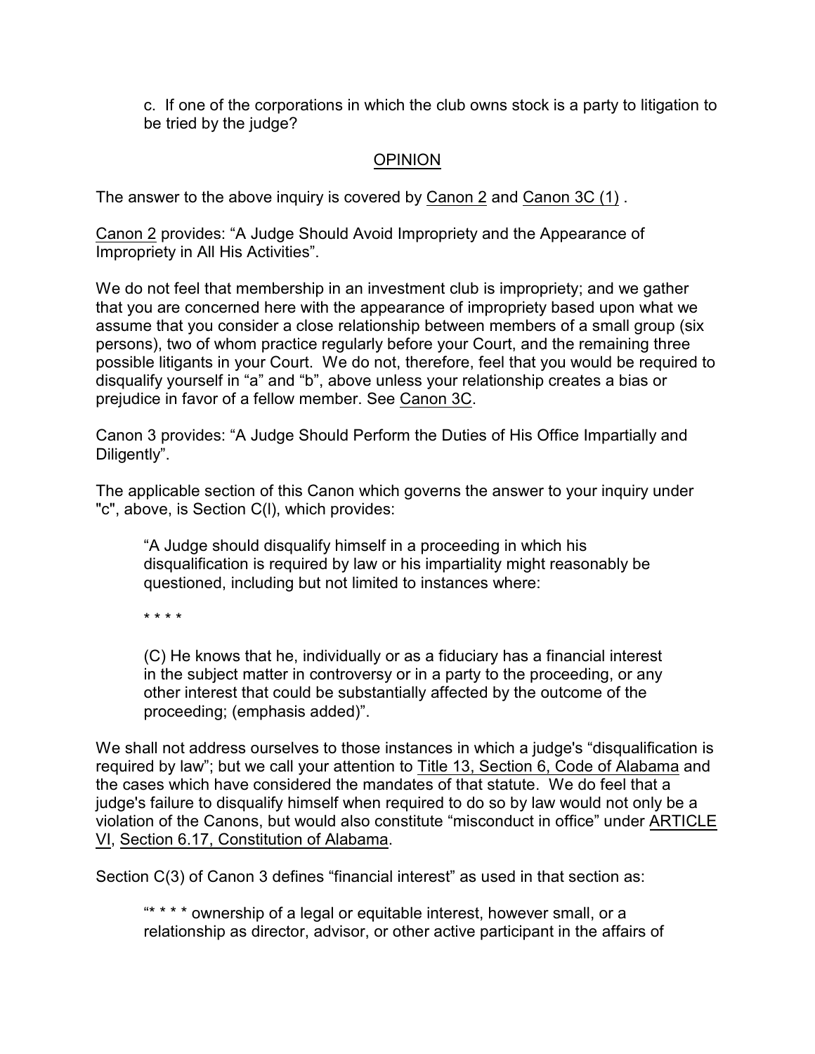c. If one of the corporations in which the club owns stock is a party to litigation to be tried by the judge?

## OPINION

The answer to the above inquiry is covered by Canon 2 and Canon 3C (1) .

Canon 2 provides: “A Judge Should Avoid Impropriety and the Appearance of Impropriety in All His Activities”.

We do not feel that membership in an investment club is impropriety; and we gather that you are concerned here with the appearance of impropriety based upon what we assume that you consider a close relationship between members of a small group (six persons), two of whom practice regularly before your Court, and the remaining three possible litigants in your Court. We do not, therefore, feel that you would be required to disqualify yourself in “a” and “b”, above unless your relationship creates a bias or prejudice in favor of a fellow member. See Canon 3C.

Canon 3 provides: “A Judge Should Perform the Duties of His Office Impartially and Diligently”.

The applicable section of this Canon which governs the answer to your inquiry under "c", above, is Section C(l), which provides:

> “A Judge should disqualify himself in a proceeding in which his disqualification is required by law or his impartiality might reasonably be questioned, including but not limited to instances where:
>
> * * * *
>
> (C) He knows that he, individually or as a fiduciary has a financial interest in the subject matter in controversy or in a party to the proceeding, or any other interest that could be substantially affected by the outcome of the proceeding; (emphasis added)”.

We shall not address ourselves to those instances in which a judge's “disqualification is required by law”; but we call your attention to Title 13, Section 6, Code of Alabama and the cases which have considered the mandates of that statute. We do feel that a judge's failure to disqualify himself when required to do so by law would not only be a violation of the Canons, but would also constitute “misconduct in office” under ARTICLE VI, Section 6.17, Constitution of Alabama.

Section C(3) of Canon 3 defines “financial interest” as used in that section as:

> “* * * * ownership of a legal or equitable interest, however small, or a relationship as director, advisor, or other active participant in the affairs of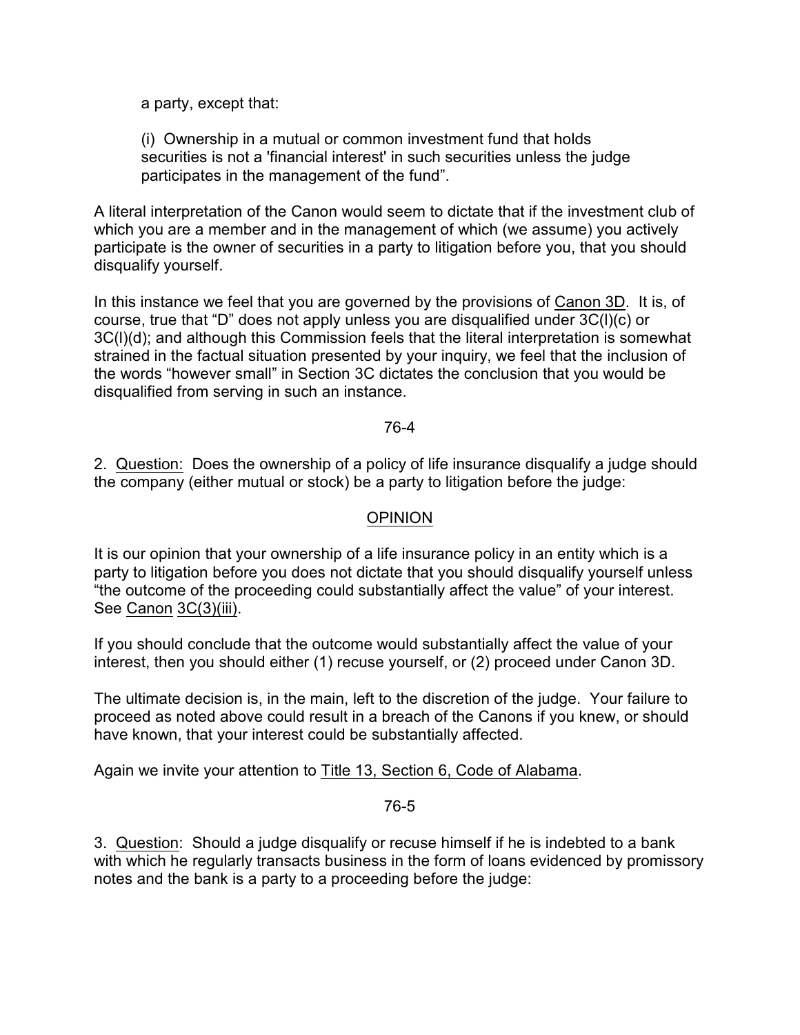a party, except that:

(i) Ownership in a mutual or common investment fund that holds securities is not a 'financial interest' in such securities unless the judge participates in the management of the fund".

A literal interpretation of the Canon would seem to dictate that if the investment club of which you are a member and in the management of which (we assume) you actively participate is the owner of securities in a party to litigation before you, that you should disqualify yourself.

In this instance we feel that you are governed by the provisions of Canon 3D. It is, of course, true that "D" does not apply unless you are disqualified under 3C(l)(c) or 3C(l)(d); and although this Commission feels that the literal interpretation is somewhat strained in the factual situation presented by your inquiry, we feel that the inclusion of the words "however small" in Section 3C dictates the conclusion that you would be disqualified from serving in such an instance.

76-4

2. Question: Does the ownership of a policy of life insurance disqualify a judge should the company (either mutual or stock) be a party to litigation before the judge:

OPINION

It is our opinion that your ownership of a life insurance policy in an entity which is a party to litigation before you does not dictate that you should disqualify yourself unless "the outcome of the proceeding could substantially affect the value" of your interest. See Canon 3C(3)(iii).

If you should conclude that the outcome would substantially affect the value of your interest, then you should either (1) recuse yourself, or (2) proceed under Canon 3D.

The ultimate decision is, in the main, left to the discretion of the judge. Your failure to proceed as noted above could result in a breach of the Canons if you knew, or should have known, that your interest could be substantially affected.

Again we invite your attention to Title 13, Section 6, Code of Alabama.

76-5

3. Question: Should a judge disqualify or recuse himself if he is indebted to a bank with which he regularly transacts business in the form of loans evidenced by promissory notes and the bank is a party to a proceeding before the judge: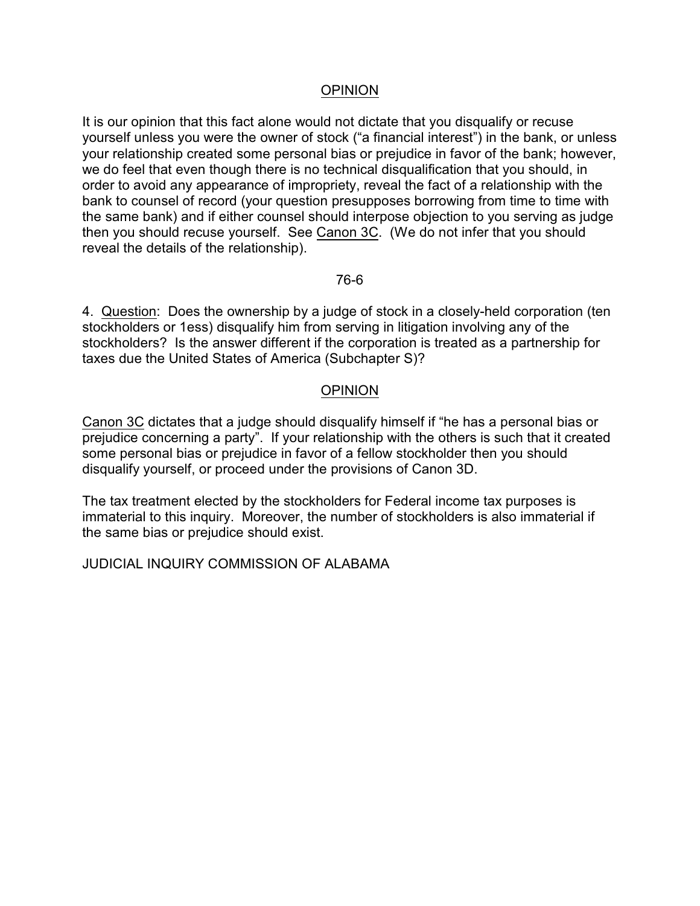## OPINION

It is our opinion that this fact alone would not dictate that you disqualify or recuse yourself unless you were the owner of stock ("a financial interest") in the bank, or unless your relationship created some personal bias or prejudice in favor of the bank; however, we do feel that even though there is no technical disqualification that you should, in order to avoid any appearance of impropriety, reveal the fact of a relationship with the bank to counsel of record (your question presupposes borrowing from time to time with the same bank) and if either counsel should interpose objection to you serving as judge then you should recuse yourself. See Canon 3C. (We do not infer that you should reveal the details of the relationship).

76-6

4. Question: Does the ownership by a judge of stock in a closely-held corporation (ten stockholders or 1ess) disqualify him from serving in litigation involving any of the stockholders? Is the answer different if the corporation is treated as a partnership for taxes due the United States of America (Subchapter S)?

## OPINION

Canon 3C dictates that a judge should disqualify himself if "he has a personal bias or prejudice concerning a party". If your relationship with the others is such that it created some personal bias or prejudice in favor of a fellow stockholder then you should disqualify yourself, or proceed under the provisions of Canon 3D.

The tax treatment elected by the stockholders for Federal income tax purposes is immaterial to this inquiry. Moreover, the number of stockholders is also immaterial if the same bias or prejudice should exist.

JUDICIAL INQUIRY COMMISSION OF ALABAMA